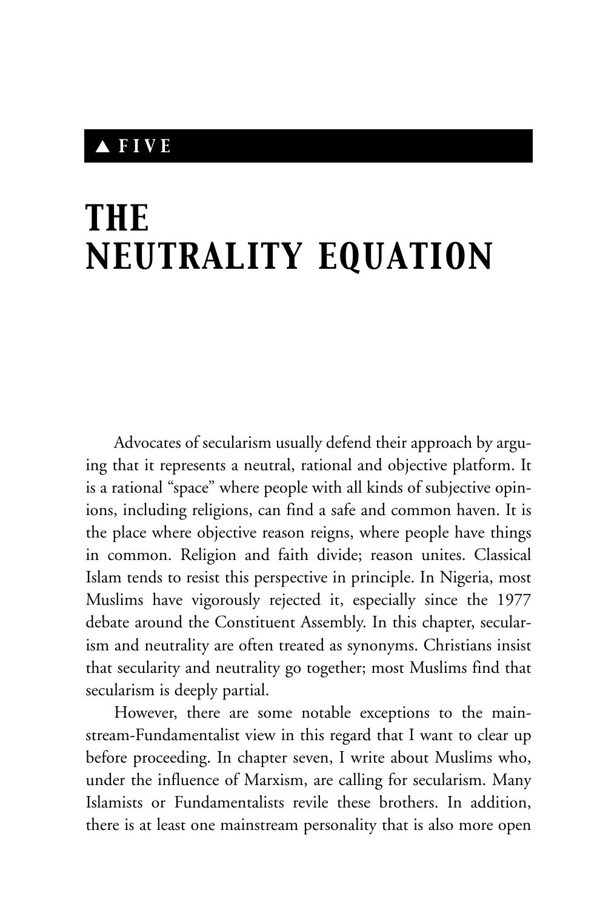▲ FIVE

# THE NEUTRALITY EQUATION

Advocates of secularism usually defend their approach by arguing that it represents a neutral, rational and objective platform. It is a rational "space" where people with all kinds of subjective opinions, including religions, can find a safe and common haven. It is the place where objective reason reigns, where people have things in common. Religion and faith divide; reason unites. Classical Islam tends to resist this perspective in principle. In Nigeria, most Muslims have vigorously rejected it, especially since the 1977 debate around the Constituent Assembly. In this chapter, secularism and neutrality are often treated as synonyms. Christians insist that secularity and neutrality go together; most Muslims find that secularism is deeply partial.

However, there are some notable exceptions to the mainstream-Fundamentalist view in this regard that I want to clear up before proceeding. In chapter seven, I write about Muslims who, under the influence of Marxism, are calling for secularism. Many Islamists or Fundamentalists revile these brothers. In addition, there is at least one mainstream personality that is also more open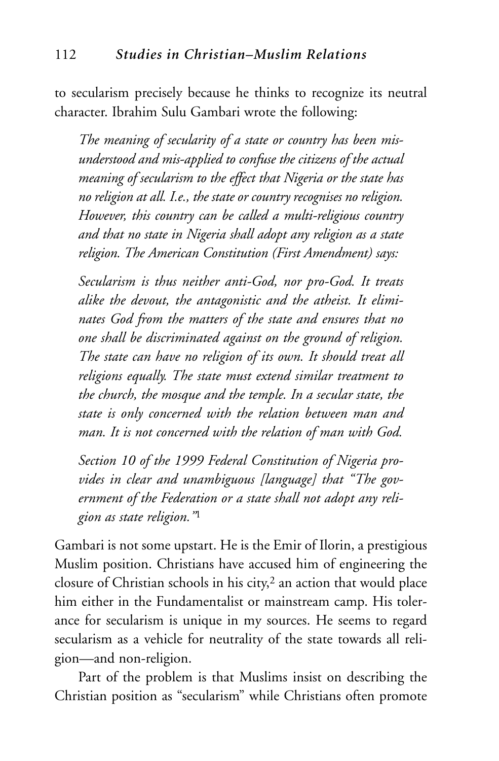to secularism precisely because he thinks to recognize its neutral character. Ibrahim Sulu Gambari wrote the following:

> *The meaning of secularity of a state or country has been misunderstood and mis-applied to confuse the citizens of the actual meaning of secularism to the effect that Nigeria or the state has no religion at all. I.e., the state or country recognises no religion. However, this country can be called a multi-religious country and that no state in Nigeria shall adopt any religion as a state religion. The American Constitution (First Amendment) says:*
>
> *Secularism is thus neither anti-God, nor pro-God. It treats alike the devout, the antagonistic and the atheist. It eliminates God from the matters of the state and ensures that no one shall be discriminated against on the ground of religion. The state can have no religion of its own. It should treat all religions equally. The state must extend similar treatment to the church, the mosque and the temple. In a secular state, the state is only concerned with the relation between man and man. It is not concerned with the relation of man with God.*
>
> *Section 10 of the 1999 Federal Constitution of Nigeria provides in clear and unambiguous [language] that "The government of the Federation or a state shall not adopt any religion as state religion."*[1]

Gambari is not some upstart. He is the Emir of Ilorin, a prestigious Muslim position. Christians have accused him of engineering the closure of Christian schools in his city,[2] an action that would place him either in the Fundamentalist or mainstream camp. His tolerance for secularism is unique in my sources. He seems to regard secularism as a vehicle for neutrality of the state towards all religion—and non-religion.

Part of the problem is that Muslims insist on describing the Christian position as "secularism" while Christians often promote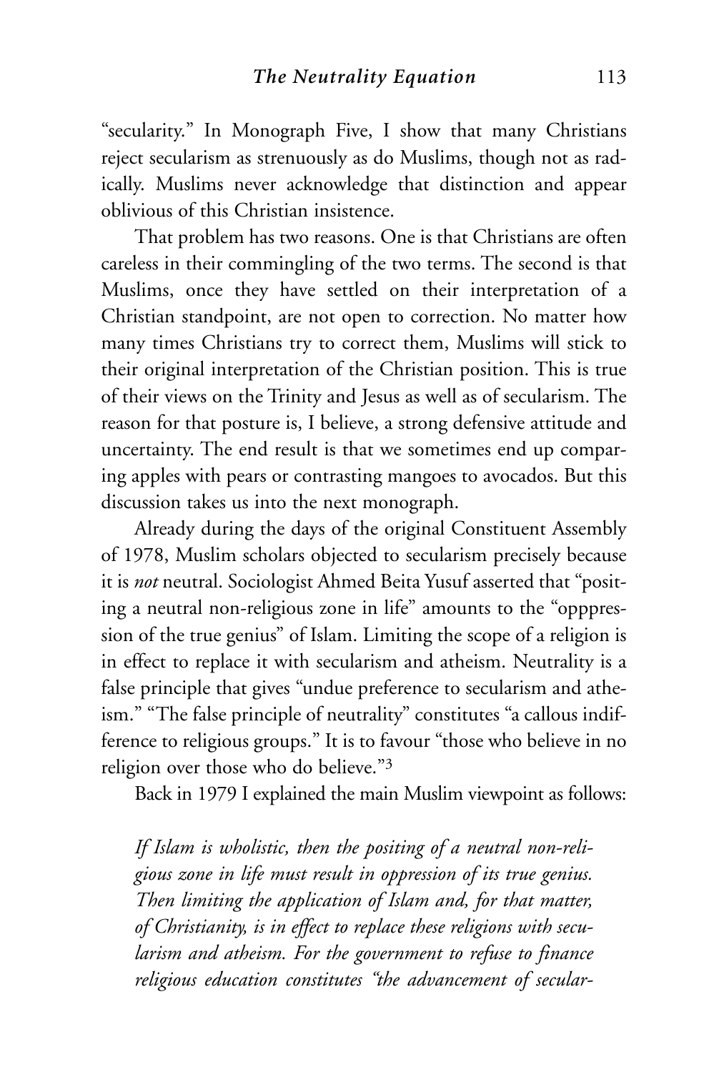"secularity." In Monograph Five, I show that many Christians reject secularism as strenuously as do Muslims, though not as radically. Muslims never acknowledge that distinction and appear oblivious of this Christian insistence.

That problem has two reasons. One is that Christians are often careless in their commingling of the two terms. The second is that Muslims, once they have settled on their interpretation of a Christian standpoint, are not open to correction. No matter how many times Christians try to correct them, Muslims will stick to their original interpretation of the Christian position. This is true of their views on the Trinity and Jesus as well as of secularism. The reason for that posture is, I believe, a strong defensive attitude and uncertainty. The end result is that we sometimes end up comparing apples with pears or contrasting mangoes to avocados. But this discussion takes us into the next monograph.

Already during the days of the original Constituent Assembly of 1978, Muslim scholars objected to secularism precisely because it is *not* neutral. Sociologist Ahmed Beita Yusuf asserted that "positing a neutral non-religious zone in life" amounts to the "opppression of the true genius" of Islam. Limiting the scope of a religion is in effect to replace it with secularism and atheism. Neutrality is a false principle that gives "undue preference to secularism and atheism." "The false principle of neutrality" constitutes "a callous indifference to religious groups." It is to favour "those who believe in no religion over those who do believe."[3]

Back in 1979 I explained the main Muslim viewpoint as follows:

> *If Islam is wholistic, then the positing of a neutral non-religious zone in life must result in oppression of its true genius. Then limiting the application of Islam and, for that matter, of Christianity, is in effect to replace these religions with secularism and atheism. For the government to refuse to finance religious education constitutes "the advancement of secular-*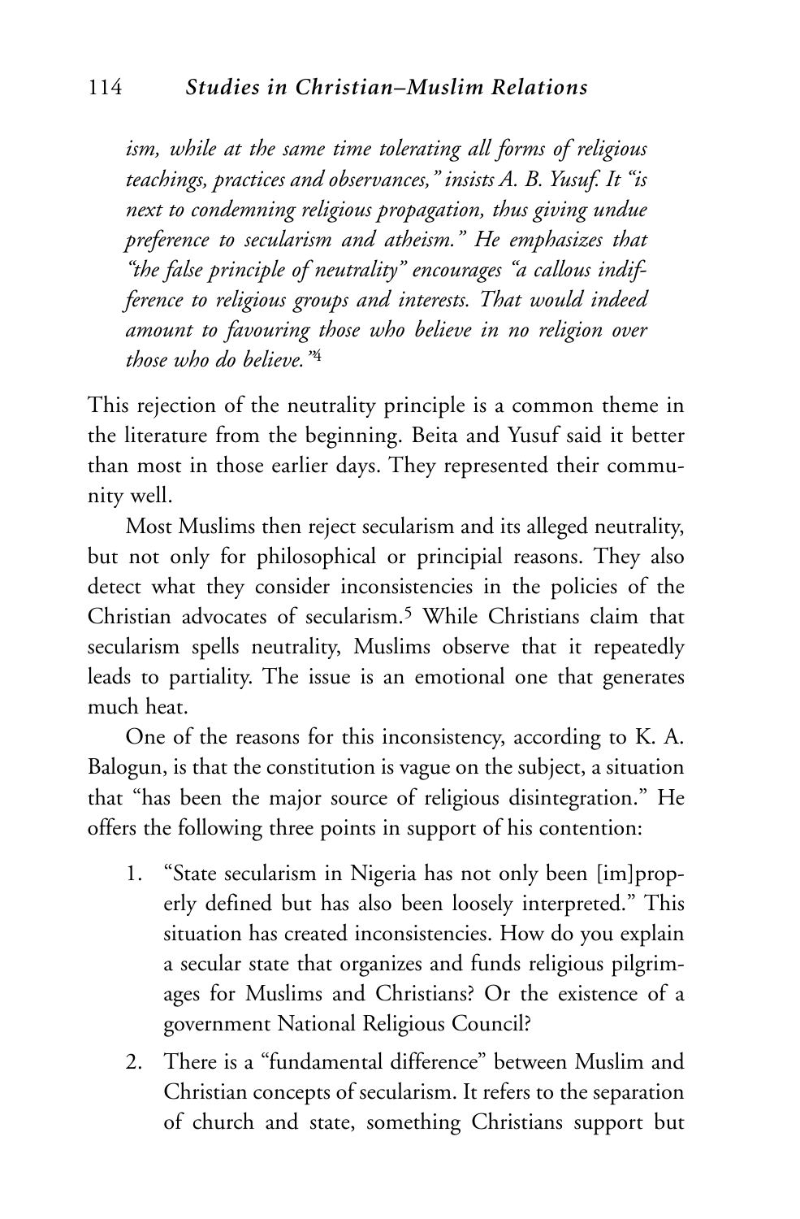*ism, while at the same time tolerating all forms of religious teachings, practices and observances," insists A. B. Yusuf. It "is next to condemning religious propagation, thus giving undue preference to secularism and atheism." He emphasizes that "the false principle of neutrality" encourages "a callous indifference to religious groups and interests. That would indeed amount to favouring those who believe in no religion over those who do believe."*[4]

This rejection of the neutrality principle is a common theme in the literature from the beginning. Beita and Yusuf said it better than most in those earlier days. They represented their community well.

Most Muslims then reject secularism and its alleged neutrality, but not only for philosophical or principial reasons. They also detect what they consider inconsistencies in the policies of the Christian advocates of secularism.[5] While Christians claim that secularism spells neutrality, Muslims observe that it repeatedly leads to partiality. The issue is an emotional one that generates much heat.

One of the reasons for this inconsistency, according to K. A. Balogun, is that the constitution is vague on the subject, a situation that "has been the major source of religious disintegration." He offers the following three points in support of his contention:

1. "State secularism in Nigeria has not only been [im]properly defined but has also been loosely interpreted." This situation has created inconsistencies. How do you explain a secular state that organizes and funds religious pilgrimages for Muslims and Christians? Or the existence of a government National Religious Council?
2. There is a "fundamental difference" between Muslim and Christian concepts of secularism. It refers to the separation of church and state, something Christians support but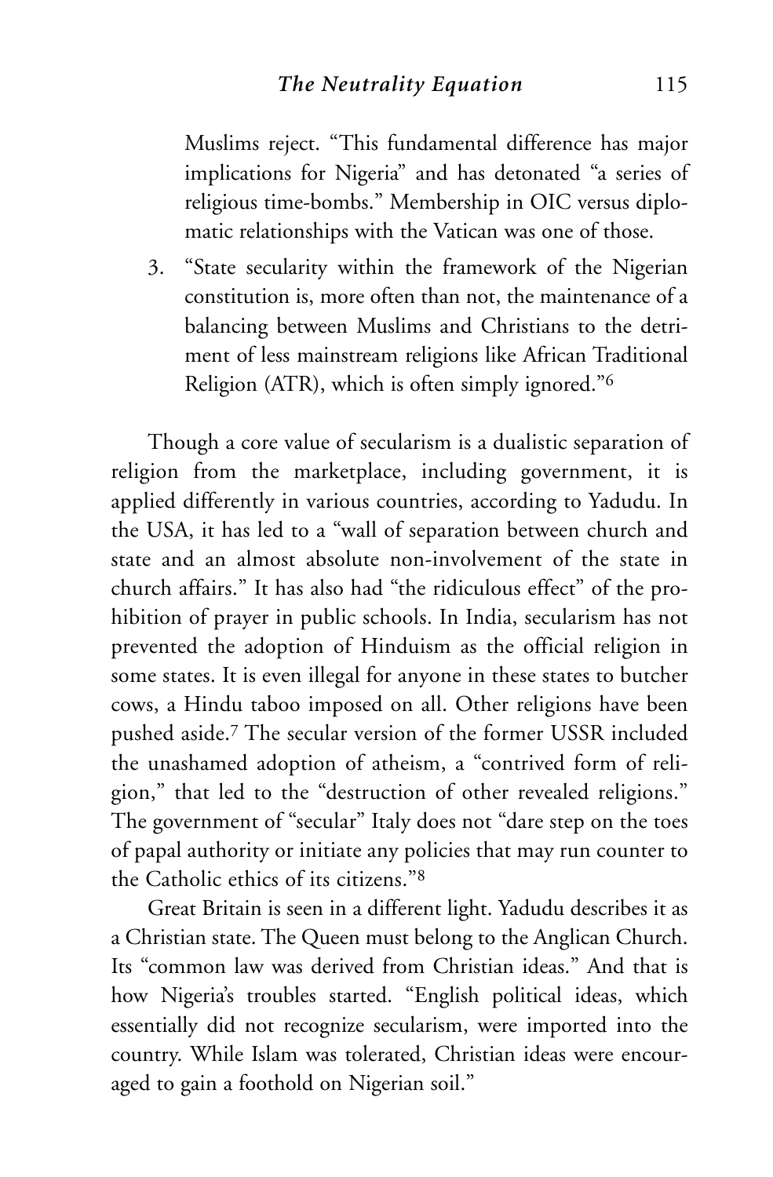Muslims reject. "This fundamental difference has major implications for Nigeria" and has detonated "a series of religious time-bombs." Membership in OIC versus diplomatic relationships with the Vatican was one of those.

3. "State secularity within the framework of the Nigerian constitution is, more often than not, the maintenance of a balancing between Muslims and Christians to the detriment of less mainstream religions like African Traditional Religion (ATR), which is often simply ignored."[6]

Though a core value of secularism is a dualistic separation of religion from the marketplace, including government, it is applied differently in various countries, according to Yadudu. In the USA, it has led to a "wall of separation between church and state and an almost absolute non-involvement of the state in church affairs." It has also had "the ridiculous effect" of the prohibition of prayer in public schools. In India, secularism has not prevented the adoption of Hinduism as the official religion in some states. It is even illegal for anyone in these states to butcher cows, a Hindu taboo imposed on all. Other religions have been pushed aside.[7] The secular version of the former USSR included the unashamed adoption of atheism, a "contrived form of religion," that led to the "destruction of other revealed religions." The government of "secular" Italy does not "dare step on the toes of papal authority or initiate any policies that may run counter to the Catholic ethics of its citizens."[8]

Great Britain is seen in a different light. Yadudu describes it as a Christian state. The Queen must belong to the Anglican Church. Its "common law was derived from Christian ideas." And that is how Nigeria's troubles started. "English political ideas, which essentially did not recognize secularism, were imported into the country. While Islam was tolerated, Christian ideas were encouraged to gain a foothold on Nigerian soil."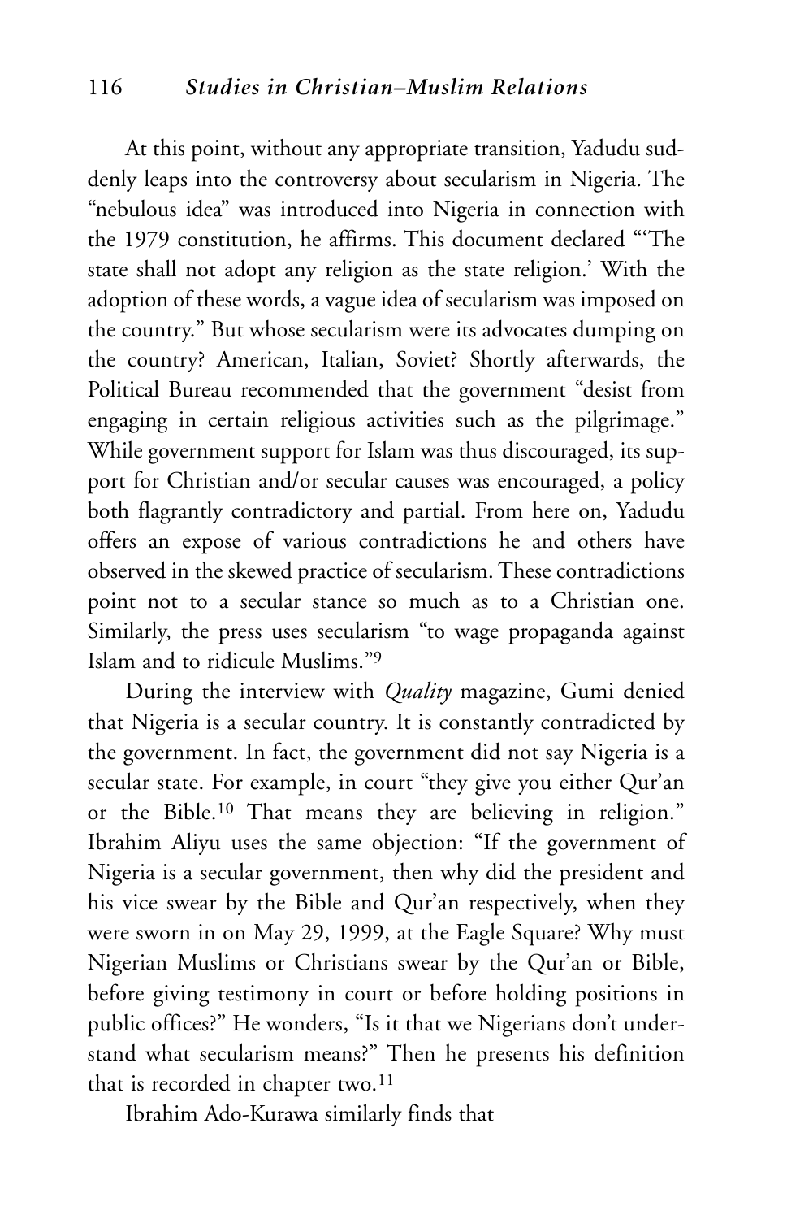At this point, without any appropriate transition, Yadudu suddenly leaps into the controversy about secularism in Nigeria. The "nebulous idea" was introduced into Nigeria in connection with the 1979 constitution, he affirms. This document declared "'The state shall not adopt any religion as the state religion.' With the adoption of these words, a vague idea of secularism was imposed on the country." But whose secularism were its advocates dumping on the country? American, Italian, Soviet? Shortly afterwards, the Political Bureau recommended that the government "desist from engaging in certain religious activities such as the pilgrimage." While government support for Islam was thus discouraged, its support for Christian and/or secular causes was encouraged, a policy both flagrantly contradictory and partial. From here on, Yadudu offers an expose of various contradictions he and others have observed in the skewed practice of secularism. These contradictions point not to a secular stance so much as to a Christian one. Similarly, the press uses secularism "to wage propaganda against Islam and to ridicule Muslims."[9]

During the interview with *Quality* magazine, Gumi denied that Nigeria is a secular country. It is constantly contradicted by the government. In fact, the government did not say Nigeria is a secular state. For example, in court "they give you either Qur'an or the Bible.[10] That means they are believing in religion." Ibrahim Aliyu uses the same objection: "If the government of Nigeria is a secular government, then why did the president and his vice swear by the Bible and Qur'an respectively, when they were sworn in on May 29, 1999, at the Eagle Square? Why must Nigerian Muslims or Christians swear by the Qur'an or Bible, before giving testimony in court or before holding positions in public offices?" He wonders, "Is it that we Nigerians don't understand what secularism means?" Then he presents his definition that is recorded in chapter two.[11]

Ibrahim Ado-Kurawa similarly finds that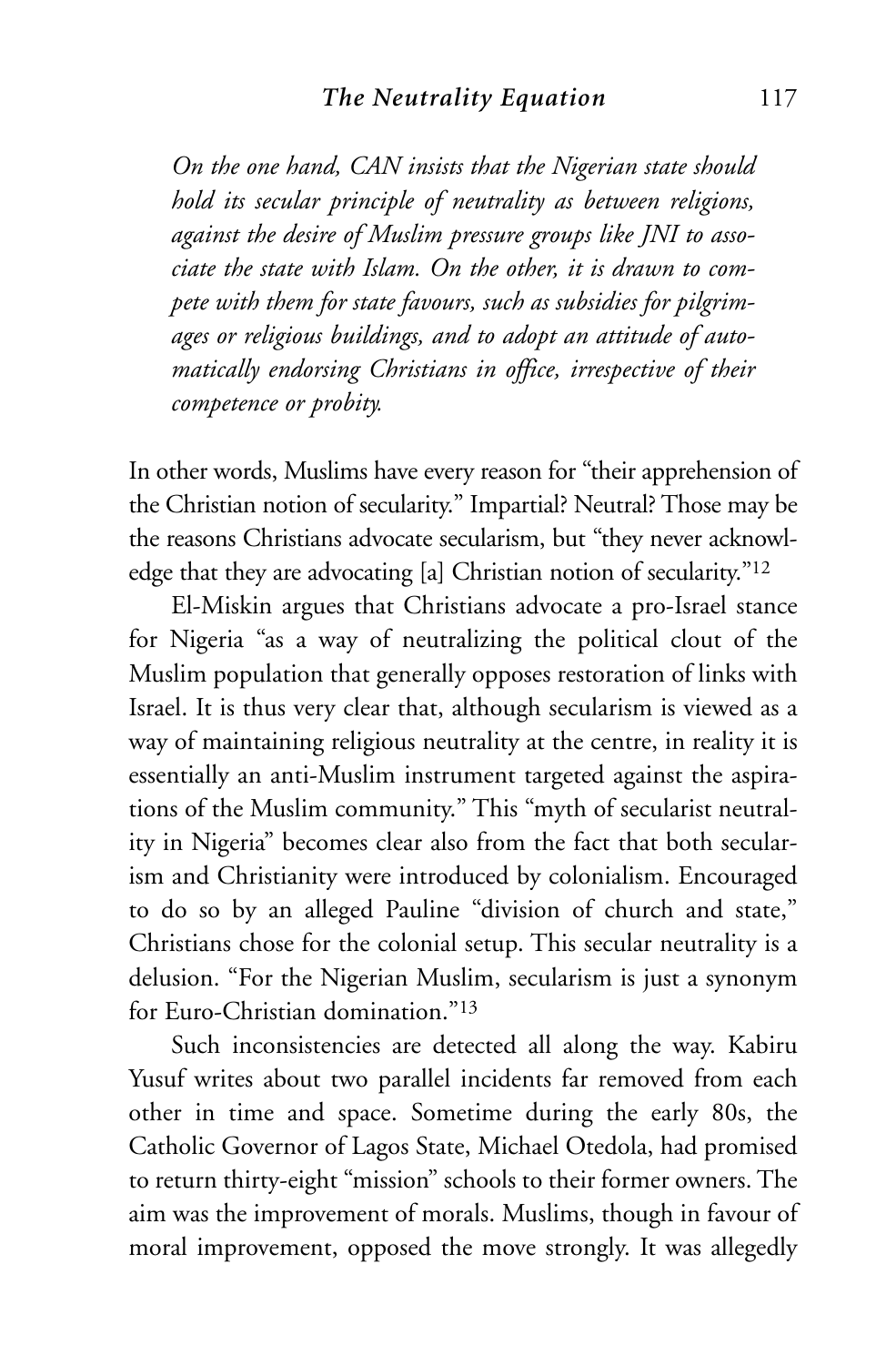*On the one hand, CAN insists that the Nigerian state should hold its secular principle of neutrality as between religions, against the desire of Muslim pressure groups like JNI to associate the state with Islam. On the other, it is drawn to compete with them for state favours, such as subsidies for pilgrimages or religious buildings, and to adopt an attitude of automatically endorsing Christians in office, irrespective of their competence or probity.*

In other words, Muslims have every reason for "their apprehension of the Christian notion of secularity." Impartial? Neutral? Those may be the reasons Christians advocate secularism, but "they never acknowledge that they are advocating [a] Christian notion of secularity."[12]

El-Miskin argues that Christians advocate a pro-Israel stance for Nigeria "as a way of neutralizing the political clout of the Muslim population that generally opposes restoration of links with Israel. It is thus very clear that, although secularism is viewed as a way of maintaining religious neutrality at the centre, in reality it is essentially an anti-Muslim instrument targeted against the aspirations of the Muslim community." This "myth of secularist neutrality in Nigeria" becomes clear also from the fact that both secularism and Christianity were introduced by colonialism. Encouraged to do so by an alleged Pauline "division of church and state," Christians chose for the colonial setup. This secular neutrality is a delusion. "For the Nigerian Muslim, secularism is just a synonym for Euro-Christian domination."[13]

Such inconsistencies are detected all along the way. Kabiru Yusuf writes about two parallel incidents far removed from each other in time and space. Sometime during the early 80s, the Catholic Governor of Lagos State, Michael Otedola, had promised to return thirty-eight "mission" schools to their former owners. The aim was the improvement of morals. Muslims, though in favour of moral improvement, opposed the move strongly. It was allegedly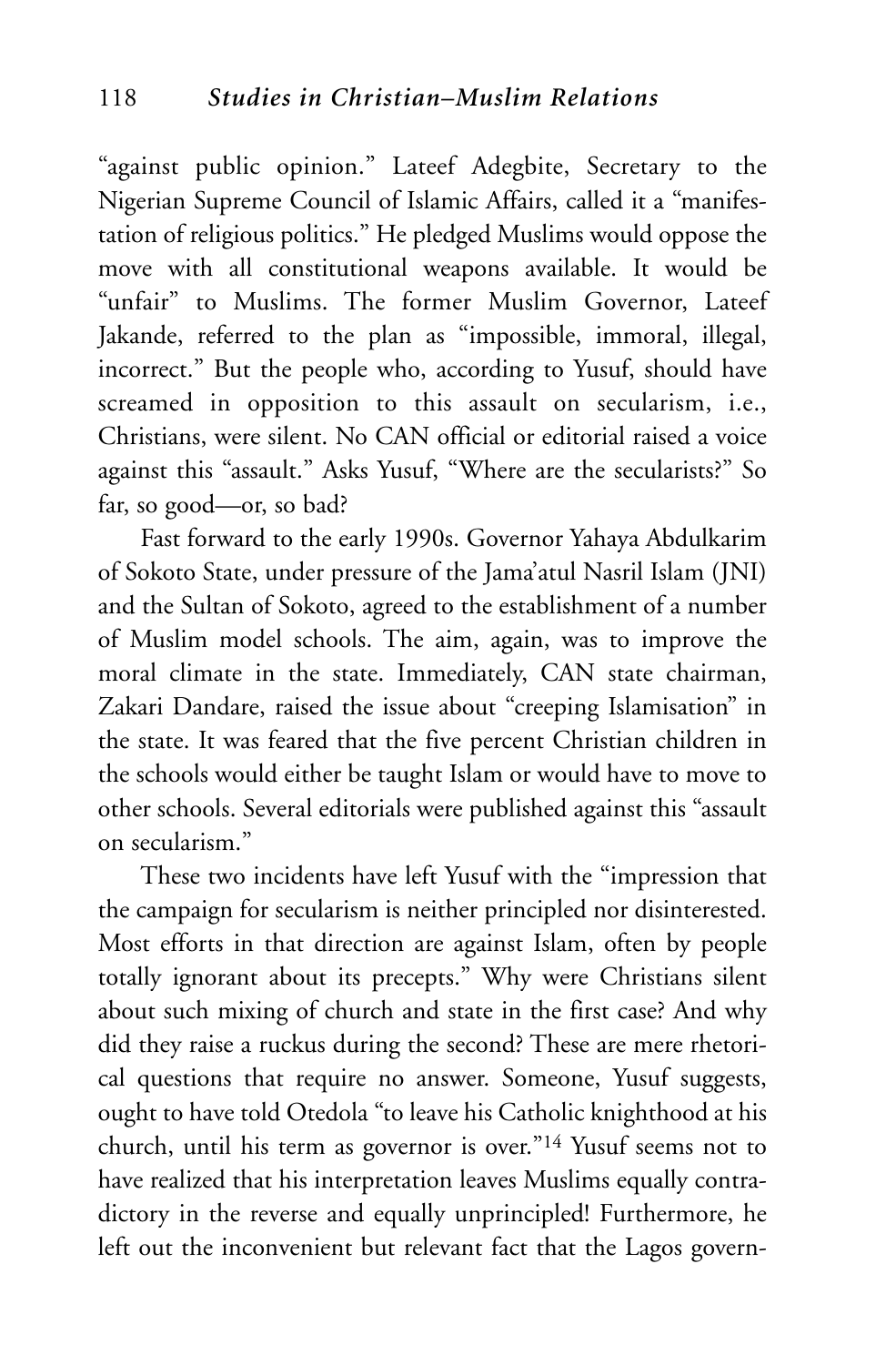"against public opinion." Lateef Adegbite, Secretary to the Nigerian Supreme Council of Islamic Affairs, called it a "manifestation of religious politics." He pledged Muslims would oppose the move with all constitutional weapons available. It would be "unfair" to Muslims. The former Muslim Governor, Lateef Jakande, referred to the plan as "impossible, immoral, illegal, incorrect." But the people who, according to Yusuf, should have screamed in opposition to this assault on secularism, i.e., Christians, were silent. No CAN official or editorial raised a voice against this "assault." Asks Yusuf, "Where are the secularists?" So far, so good—or, so bad?

Fast forward to the early 1990s. Governor Yahaya Abdulkarim of Sokoto State, under pressure of the Jama'atul Nasril Islam (JNI) and the Sultan of Sokoto, agreed to the establishment of a number of Muslim model schools. The aim, again, was to improve the moral climate in the state. Immediately, CAN state chairman, Zakari Dandare, raised the issue about "creeping Islamisation" in the state. It was feared that the five percent Christian children in the schools would either be taught Islam or would have to move to other schools. Several editorials were published against this "assault on secularism."

These two incidents have left Yusuf with the "impression that the campaign for secularism is neither principled nor disinterested. Most efforts in that direction are against Islam, often by people totally ignorant about its precepts." Why were Christians silent about such mixing of church and state in the first case? And why did they raise a ruckus during the second? These are mere rhetorical questions that require no answer. Someone, Yusuf suggests, ought to have told Otedola "to leave his Catholic knighthood at his church, until his term as governor is over."[14] Yusuf seems not to have realized that his interpretation leaves Muslims equally contradictory in the reverse and equally unprincipled! Furthermore, he left out the inconvenient but relevant fact that the Lagos govern-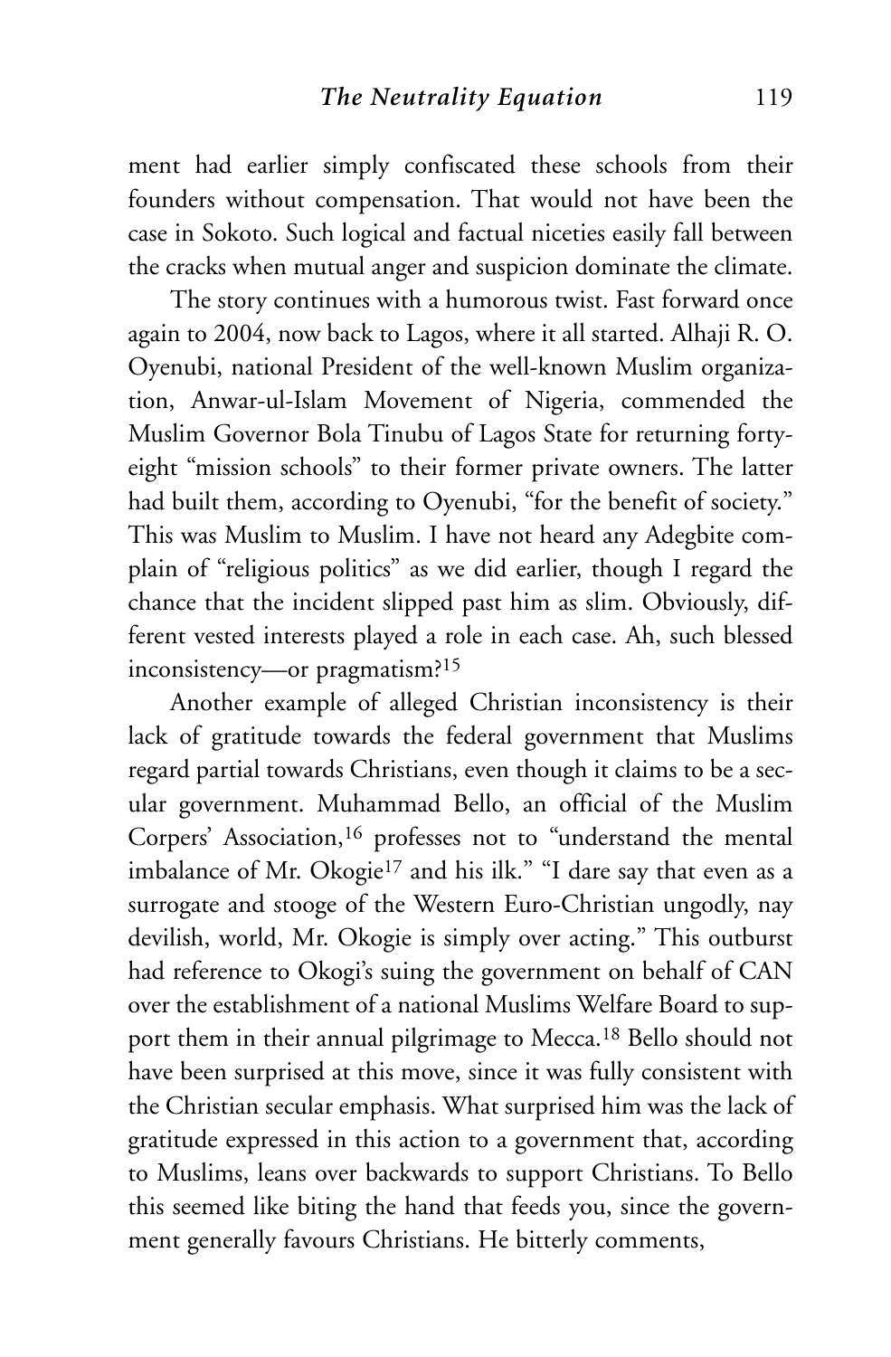ment had earlier simply confiscated these schools from their founders without compensation. That would not have been the case in Sokoto. Such logical and factual niceties easily fall between the cracks when mutual anger and suspicion dominate the climate.

The story continues with a humorous twist. Fast forward once again to 2004, now back to Lagos, where it all started. Alhaji R. O. Oyenubi, national President of the well-known Muslim organization, Anwar-ul-Islam Movement of Nigeria, commended the Muslim Governor Bola Tinubu of Lagos State for returning forty-eight "mission schools" to their former private owners. The latter had built them, according to Oyenubi, "for the benefit of society." This was Muslim to Muslim. I have not heard any Adegbite complain of "religious politics" as we did earlier, though I regard the chance that the incident slipped past him as slim. Obviously, different vested interests played a role in each case. Ah, such blessed inconsistency—or pragmatism?[15]

Another example of alleged Christian inconsistency is their lack of gratitude towards the federal government that Muslims regard partial towards Christians, even though it claims to be a secular government. Muhammad Bello, an official of the Muslim Corpers' Association,[16] professes not to "understand the mental imbalance of Mr. Okogie[17] and his ilk." "I dare say that even as a surrogate and stooge of the Western Euro-Christian ungodly, nay devilish, world, Mr. Okogie is simply over acting." This outburst had reference to Okogi's suing the government on behalf of CAN over the establishment of a national Muslims Welfare Board to support them in their annual pilgrimage to Mecca.[18] Bello should not have been surprised at this move, since it was fully consistent with the Christian secular emphasis. What surprised him was the lack of gratitude expressed in this action to a government that, according to Muslims, leans over backwards to support Christians. To Bello this seemed like biting the hand that feeds you, since the government generally favours Christians. He bitterly comments,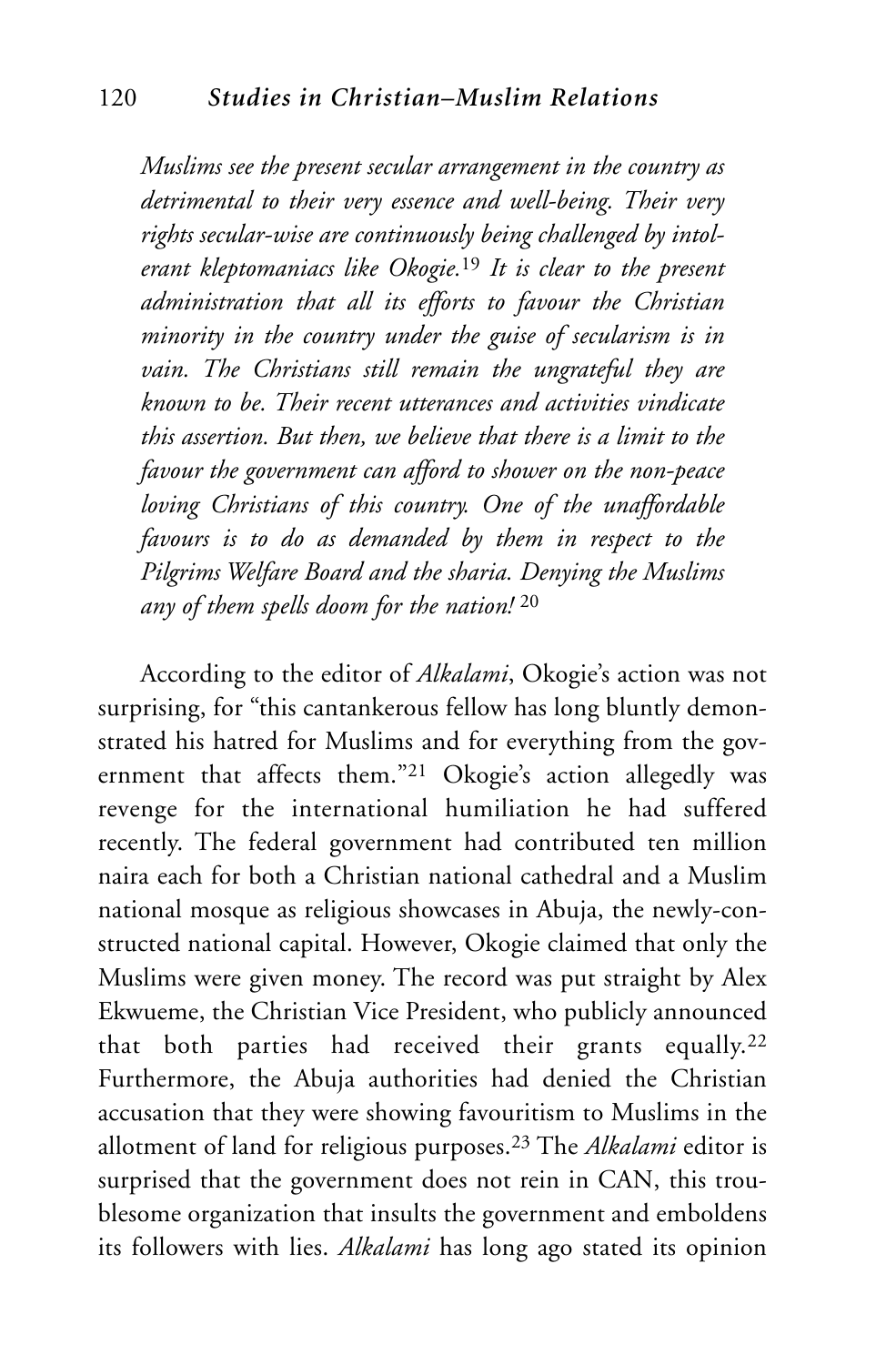*Muslims see the present secular arrangement in the country as detrimental to their very essence and well-being. Their very rights secular-wise are continuously being challenged by intolerant kleptomaniacs like Okogie.*[19] *It is clear to the present administration that all its efforts to favour the Christian minority in the country under the guise of secularism is in vain. The Christians still remain the ungrateful they are known to be. Their recent utterances and activities vindicate this assertion. But then, we believe that there is a limit to the favour the government can afford to shower on the non-peace loving Christians of this country. One of the unaffordable favours is to do as demanded by them in respect to the Pilgrims Welfare Board and the sharia. Denying the Muslims any of them spells doom for the nation!* [20]

According to the editor of *Alkalami*, Okogie's action was not surprising, for "this cantankerous fellow has long bluntly demonstrated his hatred for Muslims and for everything from the government that affects them."[21] Okogie's action allegedly was revenge for the international humiliation he had suffered recently. The federal government had contributed ten million naira each for both a Christian national cathedral and a Muslim national mosque as religious showcases in Abuja, the newly-constructed national capital. However, Okogie claimed that only the Muslims were given money. The record was put straight by Alex Ekwueme, the Christian Vice President, who publicly announced that both parties had received their grants equally.[22] Furthermore, the Abuja authorities had denied the Christian accusation that they were showing favouritism to Muslims in the allotment of land for religious purposes.[23] The *Alkalami* editor is surprised that the government does not rein in CAN, this troublesome organization that insults the government and emboldens its followers with lies. *Alkalami* has long ago stated its opinion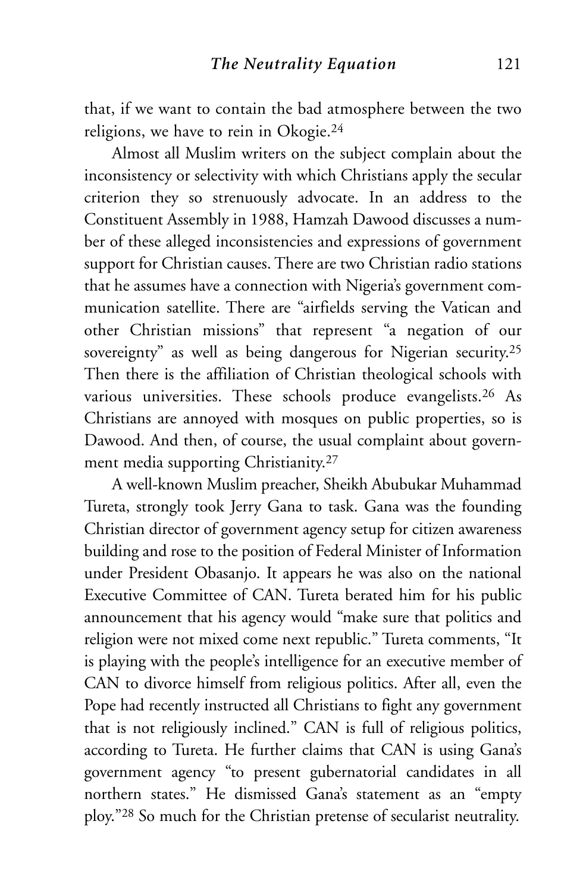that, if we want to contain the bad atmosphere between the two religions, we have to rein in Okogie.[24]

Almost all Muslim writers on the subject complain about the inconsistency or selectivity with which Christians apply the secular criterion they so strenuously advocate. In an address to the Constituent Assembly in 1988, Hamzah Dawood discusses a number of these alleged inconsistencies and expressions of government support for Christian causes. There are two Christian radio stations that he assumes have a connection with Nigeria's government communication satellite. There are "airfields serving the Vatican and other Christian missions" that represent "a negation of our sovereignty" as well as being dangerous for Nigerian security.[25] Then there is the affiliation of Christian theological schools with various universities. These schools produce evangelists.[26] As Christians are annoyed with mosques on public properties, so is Dawood. And then, of course, the usual complaint about government media supporting Christianity.[27]

A well-known Muslim preacher, Sheikh Abubukar Muhammad Tureta, strongly took Jerry Gana to task. Gana was the founding Christian director of government agency setup for citizen awareness building and rose to the position of Federal Minister of Information under President Obasanjo. It appears he was also on the national Executive Committee of CAN. Tureta berated him for his public announcement that his agency would "make sure that politics and religion were not mixed come next republic." Tureta comments, "It is playing with the people's intelligence for an executive member of CAN to divorce himself from religious politics. After all, even the Pope had recently instructed all Christians to fight any government that is not religiously inclined." CAN is full of religious politics, according to Tureta. He further claims that CAN is using Gana's government agency "to present gubernatorial candidates in all northern states." He dismissed Gana's statement as an "empty ploy."[28] So much for the Christian pretense of secularist neutrality.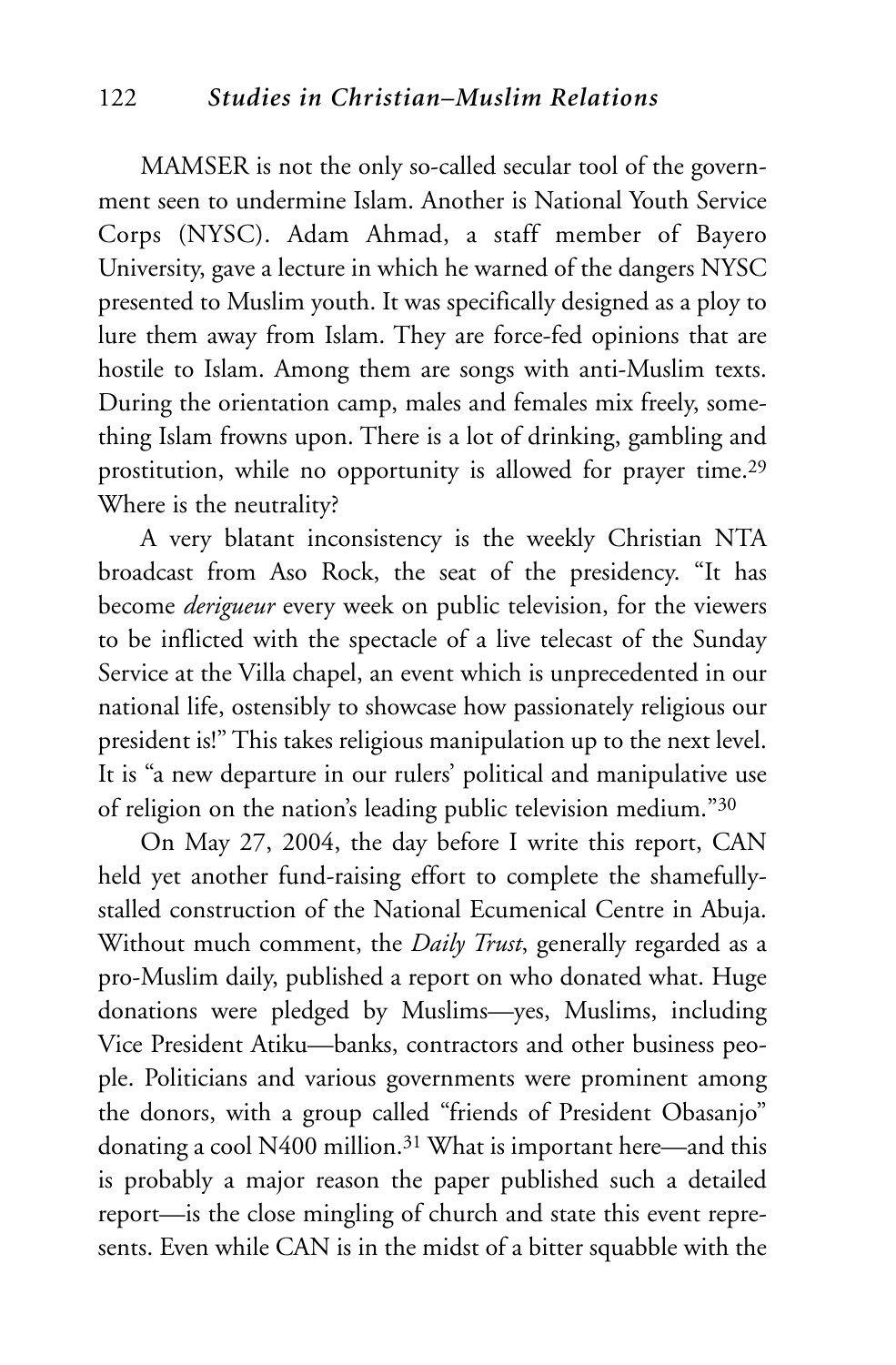MAMSER is not the only so-called secular tool of the government seen to undermine Islam. Another is National Youth Service Corps (NYSC). Adam Ahmad, a staff member of Bayero University, gave a lecture in which he warned of the dangers NYSC presented to Muslim youth. It was specifically designed as a ploy to lure them away from Islam. They are force-fed opinions that are hostile to Islam. Among them are songs with anti-Muslim texts. During the orientation camp, males and females mix freely, something Islam frowns upon. There is a lot of drinking, gambling and prostitution, while no opportunity is allowed for prayer time.[29] Where is the neutrality?

A very blatant inconsistency is the weekly Christian NTA broadcast from Aso Rock, the seat of the presidency. "It has become *derigueur* every week on public television, for the viewers to be inflicted with the spectacle of a live telecast of the Sunday Service at the Villa chapel, an event which is unprecedented in our national life, ostensibly to showcase how passionately religious our president is!" This takes religious manipulation up to the next level. It is "a new departure in our rulers' political and manipulative use of religion on the nation's leading public television medium."[30]

On May 27, 2004, the day before I write this report, CAN held yet another fund-raising effort to complete the shamefully-stalled construction of the National Ecumenical Centre in Abuja. Without much comment, the *Daily Trust*, generally regarded as a pro-Muslim daily, published a report on who donated what. Huge donations were pledged by Muslims—yes, Muslims, including Vice President Atiku—banks, contractors and other business people. Politicians and various governments were prominent among the donors, with a group called "friends of President Obasanjo" donating a cool N400 million.[31] What is important here—and this is probably a major reason the paper published such a detailed report—is the close mingling of church and state this event represents. Even while CAN is in the midst of a bitter squabble with the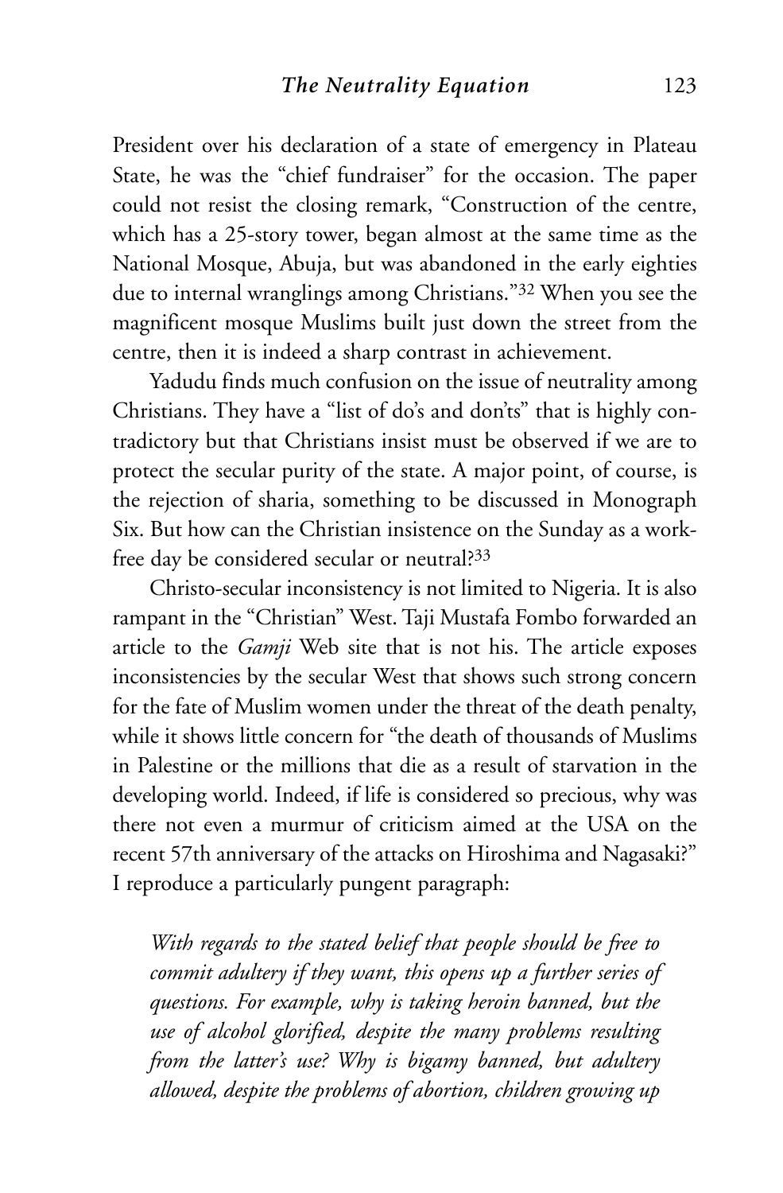President over his declaration of a state of emergency in Plateau State, he was the "chief fundraiser" for the occasion. The paper could not resist the closing remark, "Construction of the centre, which has a 25-story tower, began almost at the same time as the National Mosque, Abuja, but was abandoned in the early eighties due to internal wranglings among Christians."[32] When you see the magnificent mosque Muslims built just down the street from the centre, then it is indeed a sharp contrast in achievement.

Yadudu finds much confusion on the issue of neutrality among Christians. They have a "list of do's and don'ts" that is highly contradictory but that Christians insist must be observed if we are to protect the secular purity of the state. A major point, of course, is the rejection of sharia, something to be discussed in Monograph Six. But how can the Christian insistence on the Sunday as a work-free day be considered secular or neutral?[33]

Christo-secular inconsistency is not limited to Nigeria. It is also rampant in the "Christian" West. Taji Mustafa Fombo forwarded an article to the *Gamji* Web site that is not his. The article exposes inconsistencies by the secular West that shows such strong concern for the fate of Muslim women under the threat of the death penalty, while it shows little concern for "the death of thousands of Muslims in Palestine or the millions that die as a result of starvation in the developing world. Indeed, if life is considered so precious, why was there not even a murmur of criticism aimed at the USA on the recent 57th anniversary of the attacks on Hiroshima and Nagasaki?" I reproduce a particularly pungent paragraph:

> *With regards to the stated belief that people should be free to commit adultery if they want, this opens up a further series of questions. For example, why is taking heroin banned, but the use of alcohol glorified, despite the many problems resulting from the latter's use? Why is bigamy banned, but adultery allowed, despite the problems of abortion, children growing up*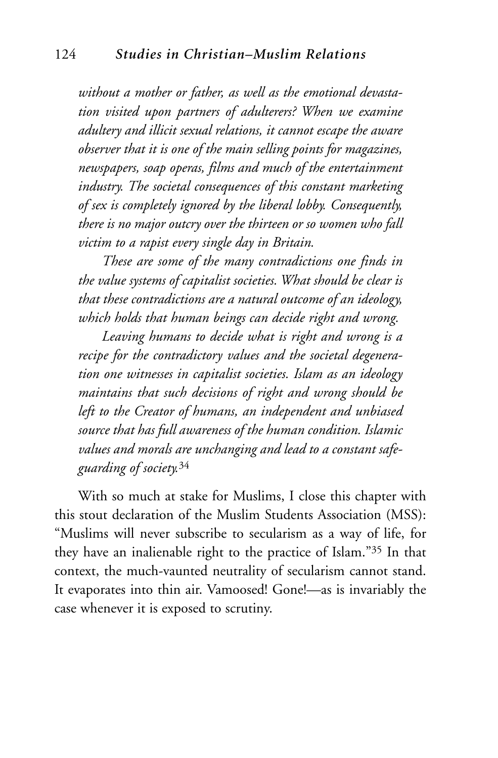*without a mother or father, as well as the emotional devastation visited upon partners of adulterers? When we examine adultery and illicit sexual relations, it cannot escape the aware observer that it is one of the main selling points for magazines, newspapers, soap operas, films and much of the entertainment industry. The societal consequences of this constant marketing of sex is completely ignored by the liberal lobby. Consequently, there is no major outcry over the thirteen or so women who fall victim to a rapist every single day in Britain.*

*These are some of the many contradictions one finds in the value systems of capitalist societies. What should be clear is that these contradictions are a natural outcome of an ideology, which holds that human beings can decide right and wrong.*

*Leaving humans to decide what is right and wrong is a recipe for the contradictory values and the societal degeneration one witnesses in capitalist societies. Islam as an ideology maintains that such decisions of right and wrong should be left to the Creator of humans, an independent and unbiased source that has full awareness of the human condition. Islamic values and morals are unchanging and lead to a constant safeguarding of society.*[34]

With so much at stake for Muslims, I close this chapter with this stout declaration of the Muslim Students Association (MSS): "Muslims will never subscribe to secularism as a way of life, for they have an inalienable right to the practice of Islam."[35] In that context, the much-vaunted neutrality of secularism cannot stand. It evaporates into thin air. Vamoosed! Gone!—as is invariably the case whenever it is exposed to scrutiny.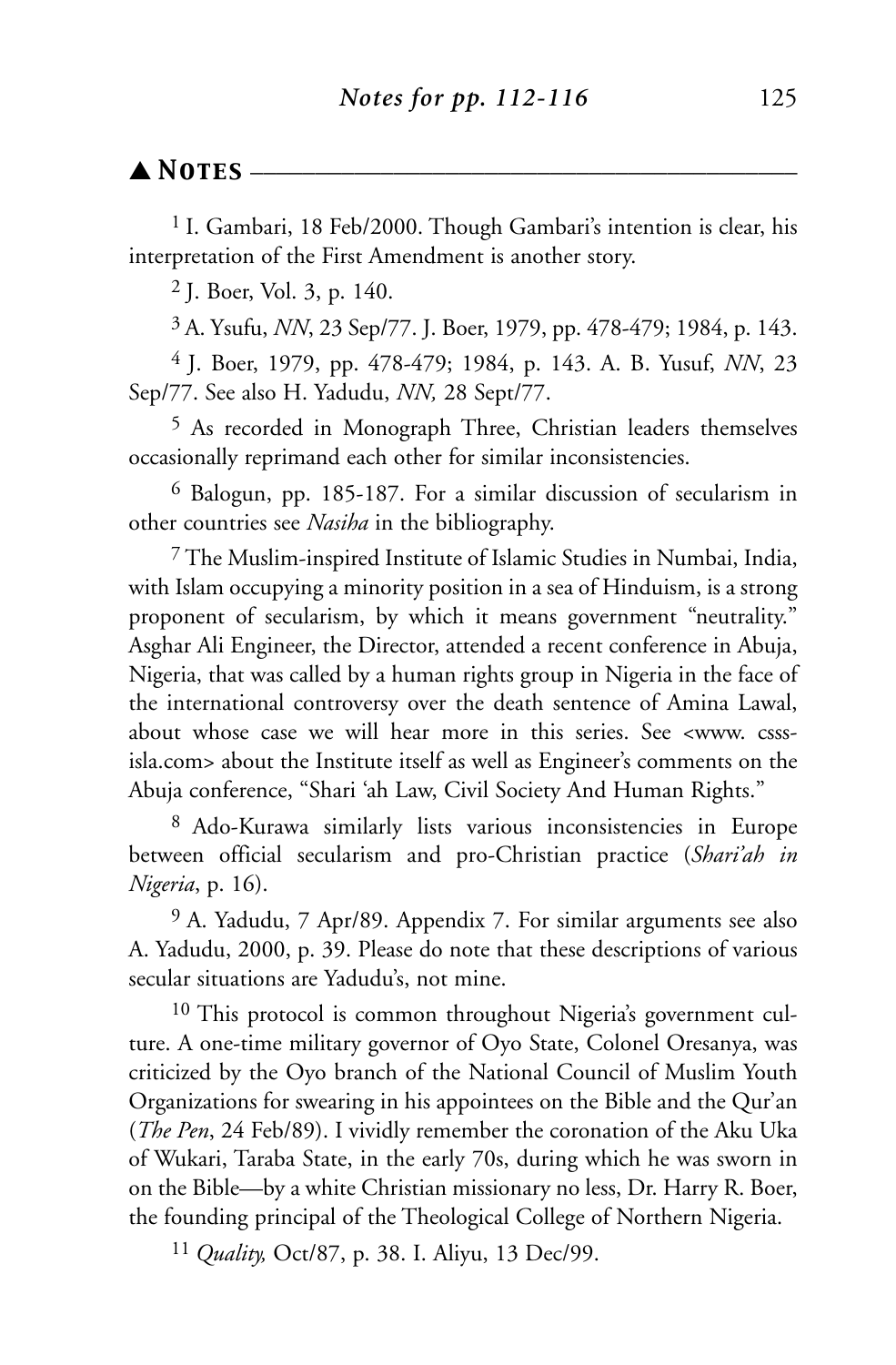## ▲ NOTES

[1] I. Gambari, 18 Feb/2000. Though Gambari's intention is clear, his interpretation of the First Amendment is another story.

[2] J. Boer, Vol. 3, p. 140.

[3] A. Ysufu, *NN*, 23 Sep/77. J. Boer, 1979, pp. 478-479; 1984, p. 143.

[4] J. Boer, 1979, pp. 478-479; 1984, p. 143. A. B. Yusuf, *NN*, 23 Sep/77. See also H. Yadudu, *NN,* 28 Sept/77.

[5] As recorded in Monograph Three, Christian leaders themselves occasionally reprimand each other for similar inconsistencies.

[6] Balogun, pp. 185-187. For a similar discussion of secularism in other countries see *Nasiha* in the bibliography.

[7] The Muslim-inspired Institute of Islamic Studies in Numbai, India, with Islam occupying a minority position in a sea of Hinduism, is a strong proponent of secularism, by which it means government "neutrality." Asghar Ali Engineer, the Director, attended a recent conference in Abuja, Nigeria, that was called by a human rights group in Nigeria in the face of the international controversy over the death sentence of Amina Lawal, about whose case we will hear more in this series. See <www. csss-isla.com> about the Institute itself as well as Engineer's comments on the Abuja conference, "Shari 'ah Law, Civil Society And Human Rights."

[8] Ado-Kurawa similarly lists various inconsistencies in Europe between official secularism and pro-Christian practice (*Shari'ah in Nigeria*, p. 16).

[9] A. Yadudu, 7 Apr/89. Appendix 7. For similar arguments see also A. Yadudu, 2000, p. 39. Please do note that these descriptions of various secular situations are Yadudu's, not mine.

[10] This protocol is common throughout Nigeria's government culture. A one-time military governor of Oyo State, Colonel Oresanya, was criticized by the Oyo branch of the National Council of Muslim Youth Organizations for swearing in his appointees on the Bible and the Qur'an (*The Pen*, 24 Feb/89). I vividly remember the coronation of the Aku Uka of Wukari, Taraba State, in the early 70s, during which he was sworn in on the Bible—by a white Christian missionary no less, Dr. Harry R. Boer, the founding principal of the Theological College of Northern Nigeria.

[11] *Quality,* Oct/87, p. 38. I. Aliyu, 13 Dec/99.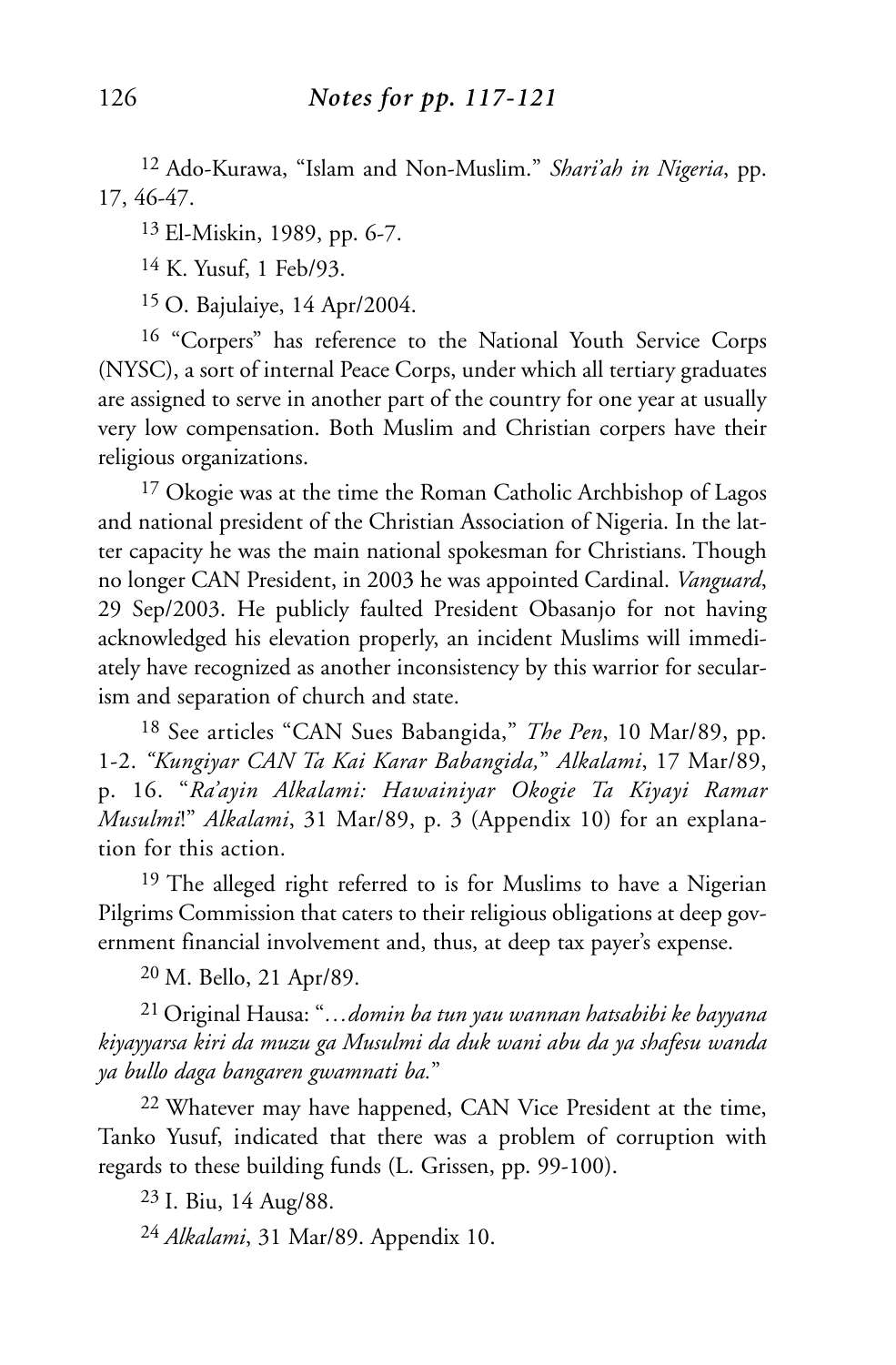[12] Ado-Kurawa, "Islam and Non-Muslim." *Shari'ah in Nigeria*, pp. 17, 46-47.

[13] El-Miskin, 1989, pp. 6-7.

[14] K. Yusuf, 1 Feb/93.

[15] O. Bajulaiye, 14 Apr/2004.

[16] "Corpers" has reference to the National Youth Service Corps (NYSC), a sort of internal Peace Corps, under which all tertiary graduates are assigned to serve in another part of the country for one year at usually very low compensation. Both Muslim and Christian corpers have their religious organizations.

[17] Okogie was at the time the Roman Catholic Archbishop of Lagos and national president of the Christian Association of Nigeria. In the latter capacity he was the main national spokesman for Christians. Though no longer CAN President, in 2003 he was appointed Cardinal. *Vanguard*, 29 Sep/2003. He publicly faulted President Obasanjo for not having acknowledged his elevation properly, an incident Muslims will immediately have recognized as another inconsistency by this warrior for secularism and separation of church and state.

[18] See articles "CAN Sues Babangida," *The Pen*, 10 Mar/89, pp. 1-2. *"Kungiyar CAN Ta Kai Karar Babangida,"* *Alkalami*, 17 Mar/89, p. 16. "*Ra'ayin Alkalami: Hawainiyar Okogie Ta Kiyayi Ramar Musulmi*!" *Alkalami*, 31 Mar/89, p. 3 (Appendix 10) for an explanation for this action.

[19] The alleged right referred to is for Muslims to have a Nigerian Pilgrims Commission that caters to their religious obligations at deep government financial involvement and, thus, at deep tax payer's expense.

[20] M. Bello, 21 Apr/89.

[21] Original Hausa: "*…domin ba tun yau wannan hatsabibi ke bayyana kiyayyarsa kiri da muzu ga Musulmi da duk wani abu da ya shafesu wanda ya bullo daga bangaren gwamnati ba.*"

[22] Whatever may have happened, CAN Vice President at the time, Tanko Yusuf, indicated that there was a problem of corruption with regards to these building funds (L. Grissen, pp. 99-100).

[23] I. Biu, 14 Aug/88.

[24] *Alkalami*, 31 Mar/89. Appendix 10.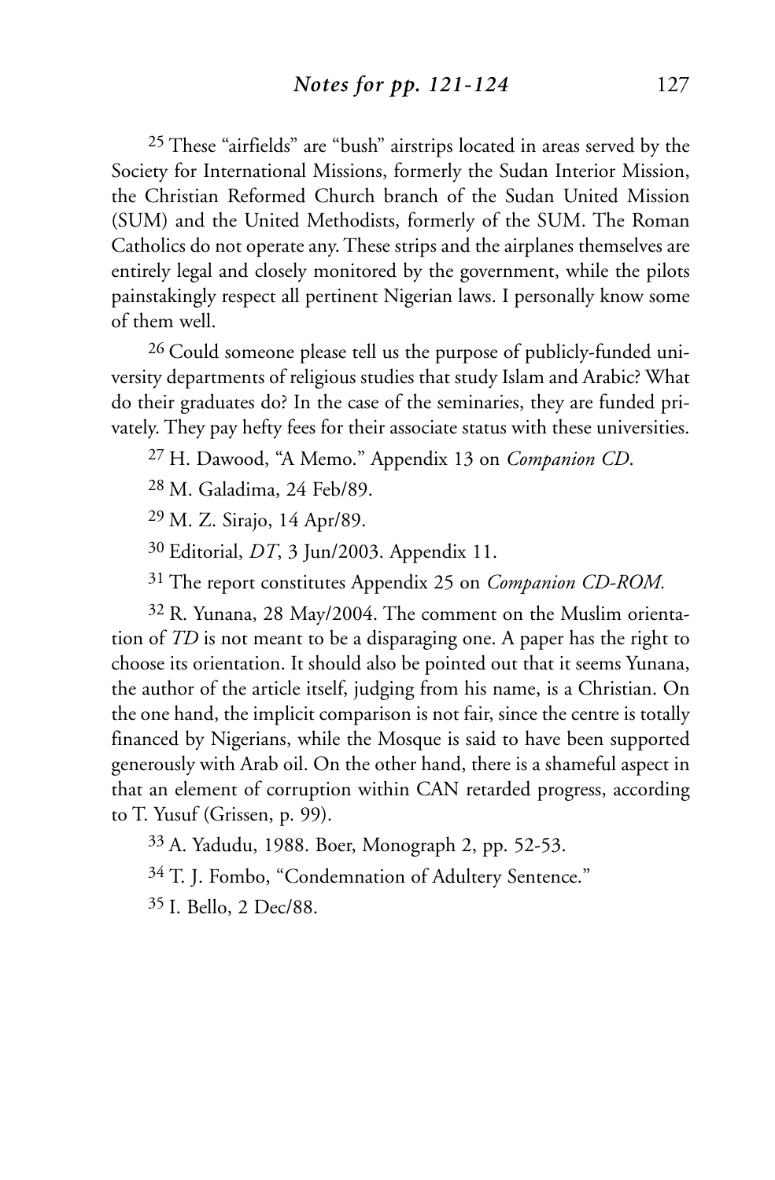[25] These "airfields" are "bush" airstrips located in areas served by the Society for International Missions, formerly the Sudan Interior Mission, the Christian Reformed Church branch of the Sudan United Mission (SUM) and the United Methodists, formerly of the SUM. The Roman Catholics do not operate any. These strips and the airplanes themselves are entirely legal and closely monitored by the government, while the pilots painstakingly respect all pertinent Nigerian laws. I personally know some of them well.

[26] Could someone please tell us the purpose of publicly-funded university departments of religious studies that study Islam and Arabic? What do their graduates do? In the case of the seminaries, they are funded privately. They pay hefty fees for their associate status with these universities.

[27] H. Dawood, "A Memo." Appendix 13 on *Companion CD*.

[28] M. Galadima, 24 Feb/89.

[29] M. Z. Sirajo, 14 Apr/89.

[30] Editorial, *DT*, 3 Jun/2003. Appendix 11.

[31] The report constitutes Appendix 25 on *Companion CD-ROM.*

[32] R. Yunana, 28 May/2004. The comment on the Muslim orientation of *TD* is not meant to be a disparaging one. A paper has the right to choose its orientation. It should also be pointed out that it seems Yunana, the author of the article itself, judging from his name, is a Christian. On the one hand, the implicit comparison is not fair, since the centre is totally financed by Nigerians, while the Mosque is said to have been supported generously with Arab oil. On the other hand, there is a shameful aspect in that an element of corruption within CAN retarded progress, according to T. Yusuf (Grissen, p. 99).

[33] A. Yadudu, 1988. Boer, Monograph 2, pp. 52-53.

[34] T. J. Fombo, "Condemnation of Adultery Sentence."

[35] I. Bello, 2 Dec/88.